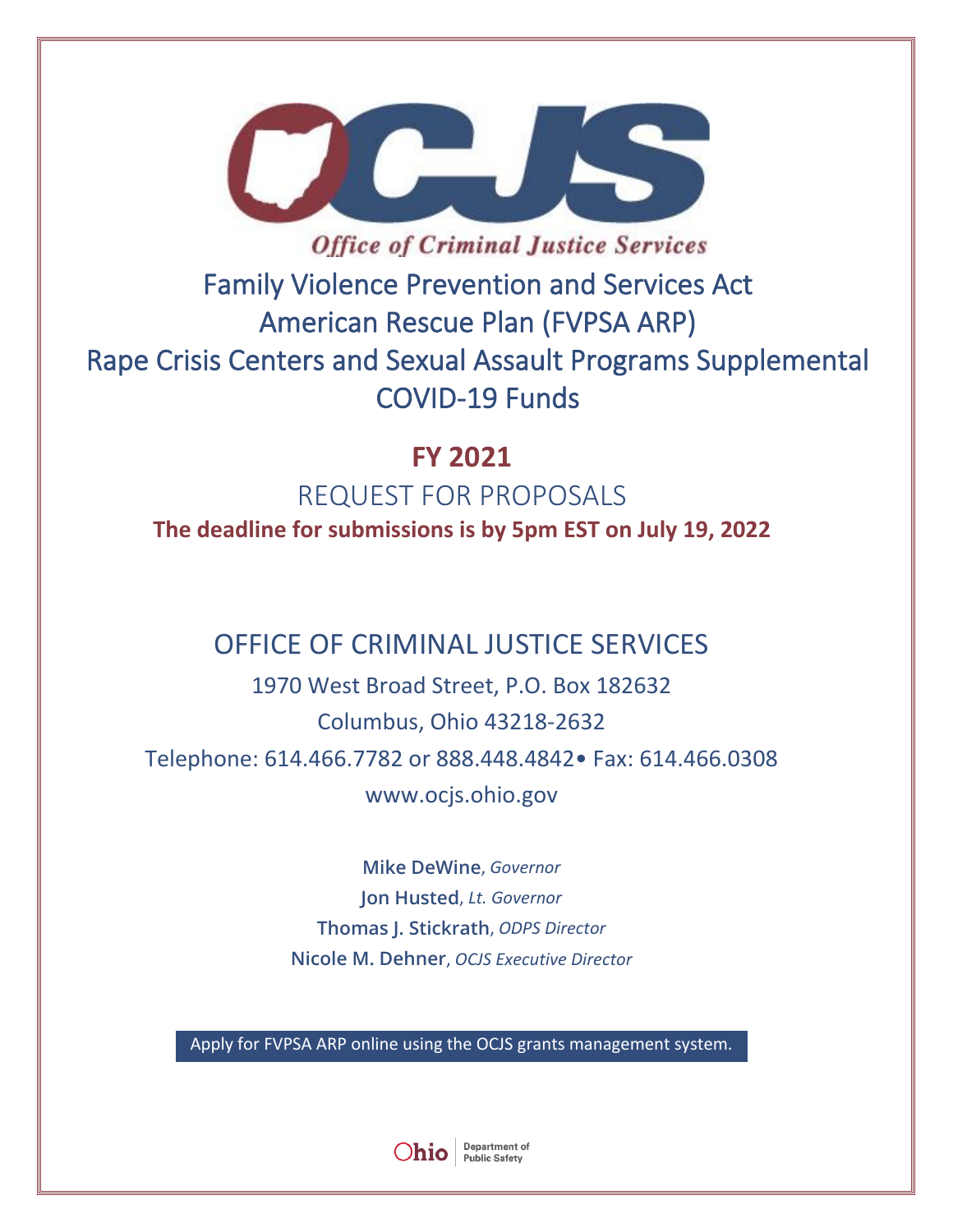Office of Criminal Justice Services

# Family Violence Prevention and Services Act American Rescue Plan (FVPSA ARP) Rape Crisis Centers and Sexual Assault Programs Supplemental COVID-19 Funds

## FY 2021

## REQUEST FOR PROPOSALS

**The deadline for submissions is by 5pm EST on July 19, 2022**

## OFFICE OF CRIMINAL JUSTICE SERVICES

1970 West Broad Street, P.O. Box 182632

Columbus, Ohio 43218-2632

Telephone: 614.466.7782 or 888.448.4842• Fax: 614.466.0308

www.ocjs.ohio.gov

**Mike DeWine**, *Governor*

**Jon Husted**, *Lt. Governor*

**Thomas J. Stickrath**, *ODPS Director*

**Nicole M. Dehner**, *OCJS Executive Director*

Apply for FVPSA ARP online using the OCJS grants management system.

Ohio | Department of Public Safety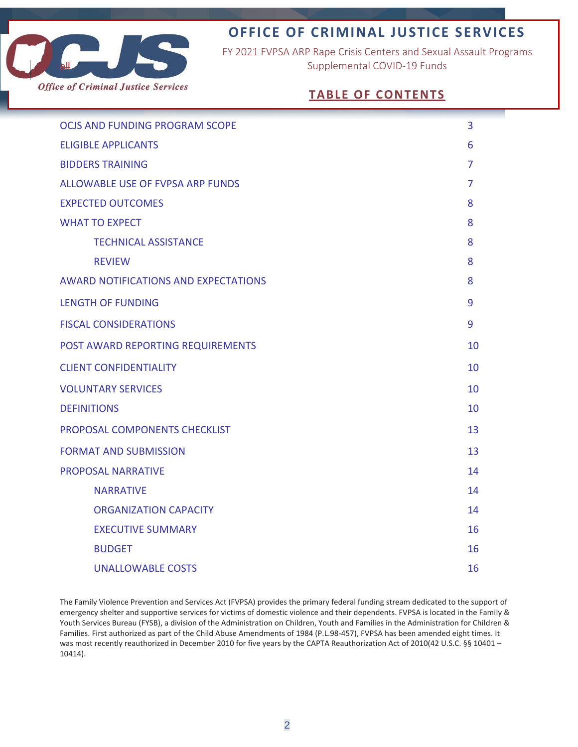# OFFICE OF CRIMINAL JUSTICE SERVICES

FY 2021 FVPSA ARP Rape Crisis Centers and Sexual Assault Programs Supplemental COVID-19 Funds

## TABLE OF CONTENTS

| | |
|---|---|
| OCJS AND FUNDING PROGRAM SCOPE | 3 |
| ELIGIBLE APPLICANTS | 6 |
| BIDDERS TRAINING | 7 |
| ALLOWABLE USE OF FVPSA ARP FUNDS | 7 |
| EXPECTED OUTCOMES | 8 |
| WHAT TO EXPECT | 8 |
| TECHNICAL ASSISTANCE | 8 |
| REVIEW | 8 |
| AWARD NOTIFICATIONS AND EXPECTATIONS | 8 |
| LENGTH OF FUNDING | 9 |
| FISCAL CONSIDERATIONS | 9 |
| POST AWARD REPORTING REQUIREMENTS | 10 |
| CLIENT CONFIDENTIALITY | 10 |
| VOLUNTARY SERVICES | 10 |
| DEFINITIONS | 10 |
| PROPOSAL COMPONENTS CHECKLIST | 13 |
| FORMAT AND SUBMISSION | 13 |
| PROPOSAL NARRATIVE | 14 |
| NARRATIVE | 14 |
| ORGANIZATION CAPACITY | 14 |
| EXECUTIVE SUMMARY | 16 |
| BUDGET | 16 |
| UNALLOWABLE COSTS | 16 |

The Family Violence Prevention and Services Act (FVPSA) provides the primary federal funding stream dedicated to the support of emergency shelter and supportive services for victims of domestic violence and their dependents. FVPSA is located in the Family & Youth Services Bureau (FYSB), a division of the Administration on Children, Youth and Families in the Administration for Children & Families. First authorized as part of the Child Abuse Amendments of 1984 (P.L.98-457), FVPSA has been amended eight times. It was most recently reauthorized in December 2010 for five years by the CAPTA Reauthorization Act of 2010(42 U.S.C. §§ 10401 – 10414).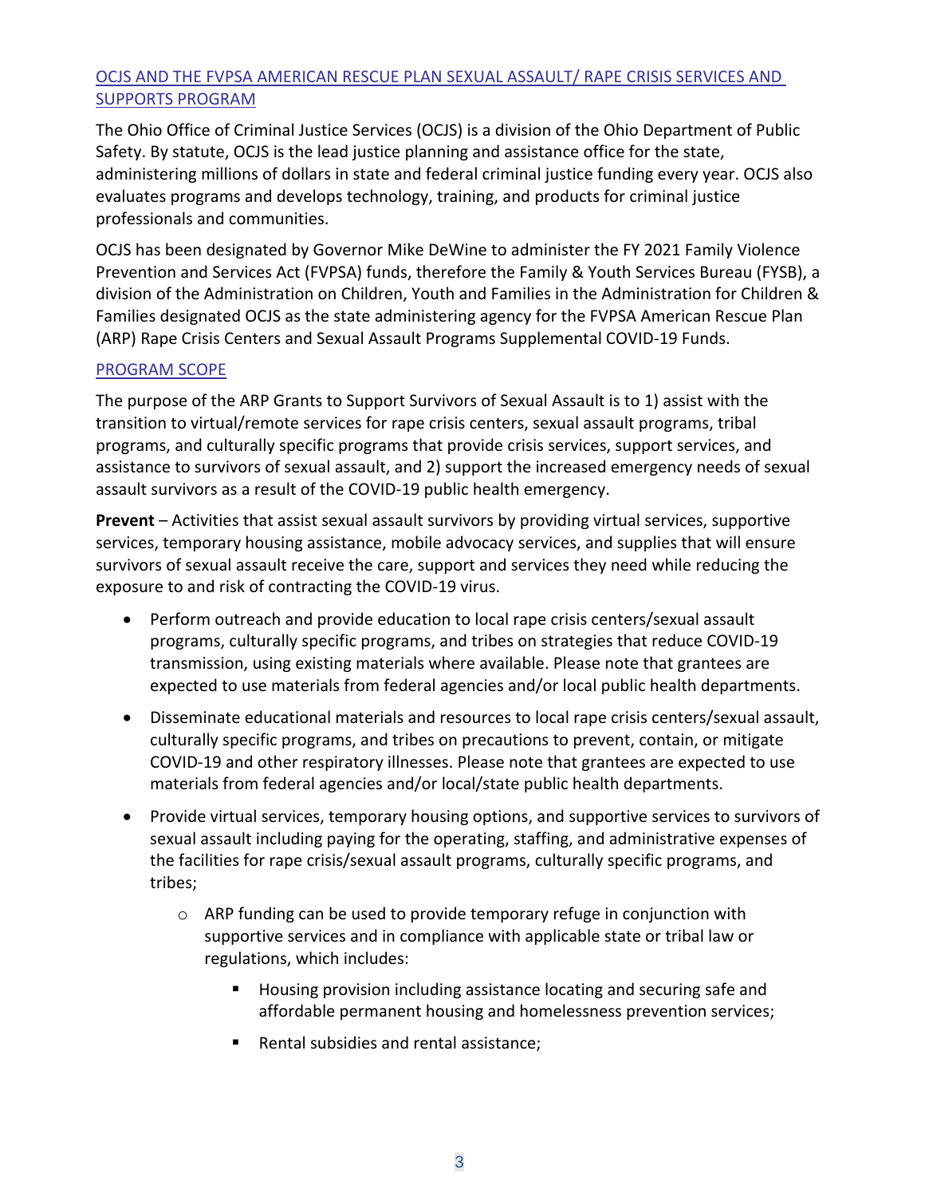## OCJS AND THE FVPSA AMERICAN RESCUE PLAN SEXUAL ASSAULT/ RAPE CRISIS SERVICES AND SUPPORTS PROGRAM

The Ohio Office of Criminal Justice Services (OCJS) is a division of the Ohio Department of Public Safety. By statute, OCJS is the lead justice planning and assistance office for the state, administering millions of dollars in state and federal criminal justice funding every year. OCJS also evaluates programs and develops technology, training, and products for criminal justice professionals and communities.

OCJS has been designated by Governor Mike DeWine to administer the FY 2021 Family Violence Prevention and Services Act (FVPSA) funds, therefore the Family & Youth Services Bureau (FYSB), a division of the Administration on Children, Youth and Families in the Administration for Children & Families designated OCJS as the state administering agency for the FVPSA American Rescue Plan (ARP) Rape Crisis Centers and Sexual Assault Programs Supplemental COVID-19 Funds.

## PROGRAM SCOPE

The purpose of the ARP Grants to Support Survivors of Sexual Assault is to 1) assist with the transition to virtual/remote services for rape crisis centers, sexual assault programs, tribal programs, and culturally specific programs that provide crisis services, support services, and assistance to survivors of sexual assault, and 2) support the increased emergency needs of sexual assault survivors as a result of the COVID-19 public health emergency.

**Prevent** – Activities that assist sexual assault survivors by providing virtual services, supportive services, temporary housing assistance, mobile advocacy services, and supplies that will ensure survivors of sexual assault receive the care, support and services they need while reducing the exposure to and risk of contracting the COVID-19 virus.

- Perform outreach and provide education to local rape crisis centers/sexual assault programs, culturally specific programs, and tribes on strategies that reduce COVID-19 transmission, using existing materials where available. Please note that grantees are expected to use materials from federal agencies and/or local public health departments.
- Disseminate educational materials and resources to local rape crisis centers/sexual assault, culturally specific programs, and tribes on precautions to prevent, contain, or mitigate COVID-19 and other respiratory illnesses. Please note that grantees are expected to use materials from federal agencies and/or local/state public health departments.
- Provide virtual services, temporary housing options, and supportive services to survivors of sexual assault including paying for the operating, staffing, and administrative expenses of the facilities for rape crisis/sexual assault programs, culturally specific programs, and tribes;
    - ARP funding can be used to provide temporary refuge in conjunction with supportive services and in compliance with applicable state or tribal law or regulations, which includes:
        - Housing provision including assistance locating and securing safe and affordable permanent housing and homelessness prevention services;
        - Rental subsidies and rental assistance;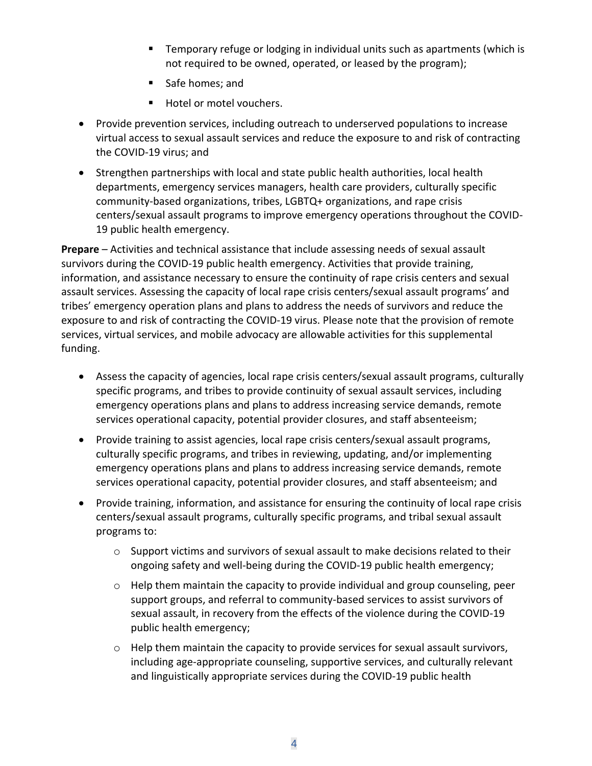- Temporary refuge or lodging in individual units such as apartments (which is not required to be owned, operated, or leased by the program);
        - Safe homes; and
        - Hotel or motel vouchers.
- Provide prevention services, including outreach to underserved populations to increase virtual access to sexual assault services and reduce the exposure to and risk of contracting the COVID-19 virus; and
- Strengthen partnerships with local and state public health authorities, local health departments, emergency services managers, health care providers, culturally specific community-based organizations, tribes, LGBTQ+ organizations, and rape crisis centers/sexual assault programs to improve emergency operations throughout the COVID-19 public health emergency.

**Prepare** – Activities and technical assistance that include assessing needs of sexual assault survivors during the COVID-19 public health emergency. Activities that provide training, information, and assistance necessary to ensure the continuity of rape crisis centers and sexual assault services. Assessing the capacity of local rape crisis centers/sexual assault programs' and tribes' emergency operation plans and plans to address the needs of survivors and reduce the exposure to and risk of contracting the COVID-19 virus. Please note that the provision of remote services, virtual services, and mobile advocacy are allowable activities for this supplemental funding.

- Assess the capacity of agencies, local rape crisis centers/sexual assault programs, culturally specific programs, and tribes to provide continuity of sexual assault services, including emergency operations plans and plans to address increasing service demands, remote services operational capacity, potential provider closures, and staff absenteeism;
- Provide training to assist agencies, local rape crisis centers/sexual assault programs, culturally specific programs, and tribes in reviewing, updating, and/or implementing emergency operations plans and plans to address increasing service demands, remote services operational capacity, potential provider closures, and staff absenteeism; and
- Provide training, information, and assistance for ensuring the continuity of local rape crisis centers/sexual assault programs, culturally specific programs, and tribal sexual assault programs to:
    - Support victims and survivors of sexual assault to make decisions related to their ongoing safety and well-being during the COVID-19 public health emergency;
    - Help them maintain the capacity to provide individual and group counseling, peer support groups, and referral to community-based services to assist survivors of sexual assault, in recovery from the effects of the violence during the COVID-19 public health emergency;
    - Help them maintain the capacity to provide services for sexual assault survivors, including age-appropriate counseling, supportive services, and culturally relevant and linguistically appropriate services during the COVID-19 public health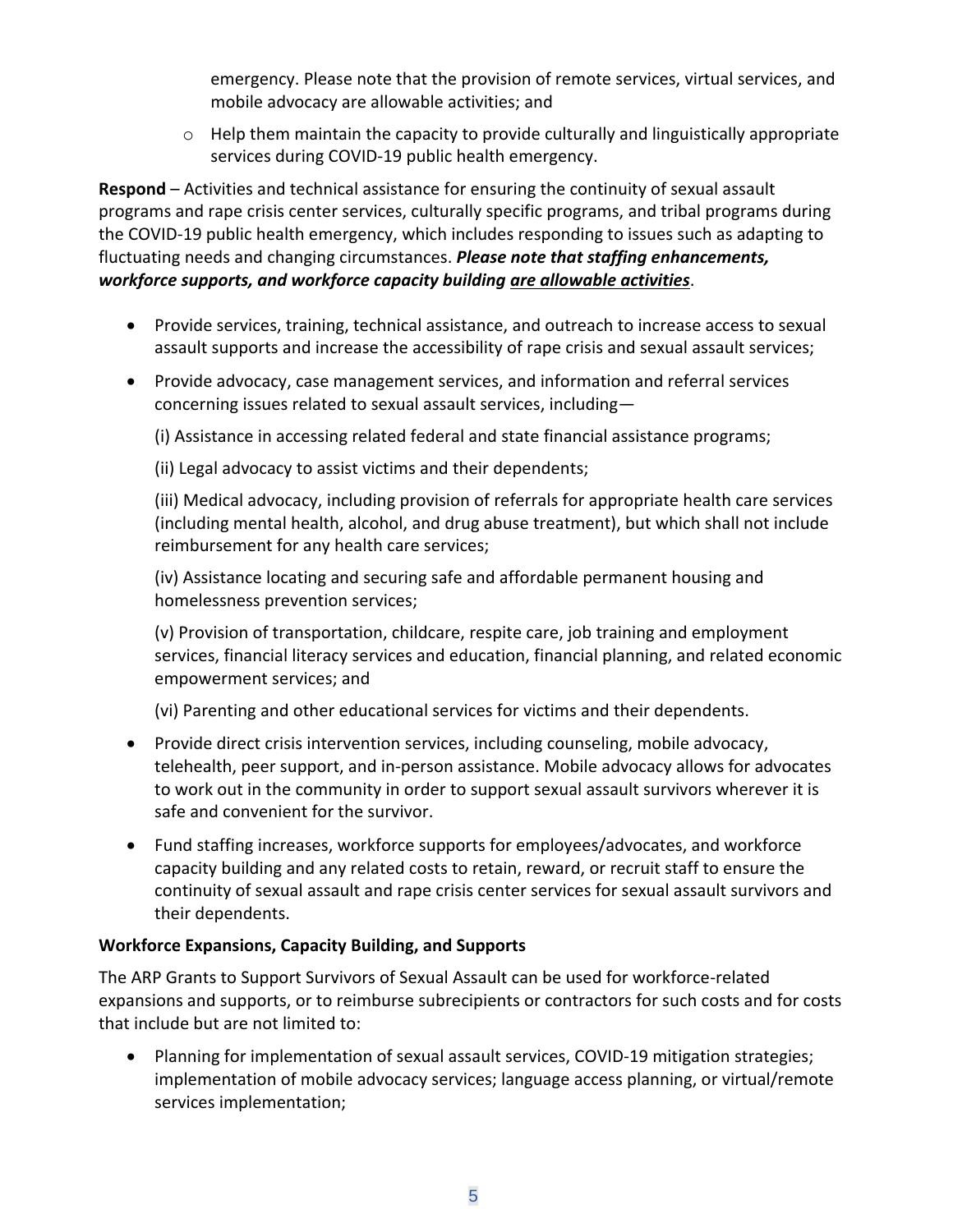emergency. Please note that the provision of remote services, virtual services, and mobile advocacy are allowable activities; and

  - Help them maintain the capacity to provide culturally and linguistically appropriate services during COVID-19 public health emergency.

**Respond** – Activities and technical assistance for ensuring the continuity of sexual assault programs and rape crisis center services, culturally specific programs, and tribal programs during the COVID-19 public health emergency, which includes responding to issues such as adapting to fluctuating needs and changing circumstances. ***Please note that staffing enhancements, workforce supports, and workforce capacity building <u>are allowable activities</u>***.

- Provide services, training, technical assistance, and outreach to increase access to sexual assault supports and increase the accessibility of rape crisis and sexual assault services;
- Provide advocacy, case management services, and information and referral services concerning issues related to sexual assault services, including—

  (i) Assistance in accessing related federal and state financial assistance programs;

  (ii) Legal advocacy to assist victims and their dependents;

  (iii) Medical advocacy, including provision of referrals for appropriate health care services (including mental health, alcohol, and drug abuse treatment), but which shall not include reimbursement for any health care services;

  (iv) Assistance locating and securing safe and affordable permanent housing and homelessness prevention services;

  (v) Provision of transportation, childcare, respite care, job training and employment services, financial literacy services and education, financial planning, and related economic empowerment services; and

  (vi) Parenting and other educational services for victims and their dependents.

- Provide direct crisis intervention services, including counseling, mobile advocacy, telehealth, peer support, and in-person assistance. Mobile advocacy allows for advocates to work out in the community in order to support sexual assault survivors wherever it is safe and convenient for the survivor.
- Fund staffing increases, workforce supports for employees/advocates, and workforce capacity building and any related costs to retain, reward, or recruit staff to ensure the continuity of sexual assault and rape crisis center services for sexual assault survivors and their dependents.

**Workforce Expansions, Capacity Building, and Supports**

The ARP Grants to Support Survivors of Sexual Assault can be used for workforce-related expansions and supports, or to reimburse subrecipients or contractors for such costs and for costs that include but are not limited to:

- Planning for implementation of sexual assault services, COVID-19 mitigation strategies; implementation of mobile advocacy services; language access planning, or virtual/remote services implementation;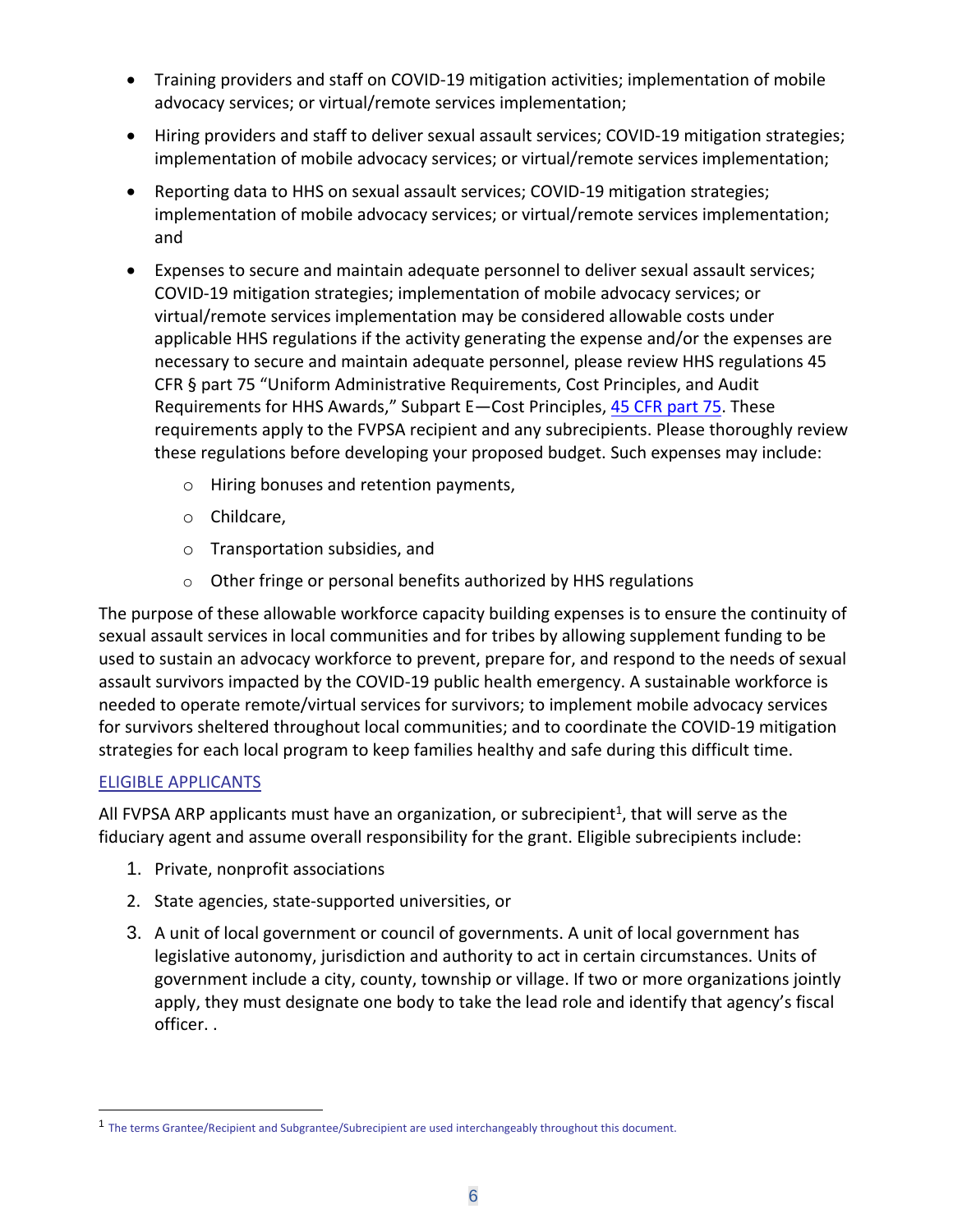- Training providers and staff on COVID-19 mitigation activities; implementation of mobile advocacy services; or virtual/remote services implementation;
- Hiring providers and staff to deliver sexual assault services; COVID-19 mitigation strategies; implementation of mobile advocacy services; or virtual/remote services implementation;
- Reporting data to HHS on sexual assault services; COVID-19 mitigation strategies; implementation of mobile advocacy services; or virtual/remote services implementation; and
- Expenses to secure and maintain adequate personnel to deliver sexual assault services; COVID-19 mitigation strategies; implementation of mobile advocacy services; or virtual/remote services implementation may be considered allowable costs under applicable HHS regulations if the activity generating the expense and/or the expenses are necessary to secure and maintain adequate personnel, please review HHS regulations 45 CFR § part 75 "Uniform Administrative Requirements, Cost Principles, and Audit Requirements for HHS Awards," Subpart E—Cost Principles, [45 CFR part 75](). These requirements apply to the FVPSA recipient and any subrecipients. Please thoroughly review these regulations before developing your proposed budget. Such expenses may include:
    - Hiring bonuses and retention payments,
    - Childcare,
    - Transportation subsidies, and
    - Other fringe or personal benefits authorized by HHS regulations

The purpose of these allowable workforce capacity building expenses is to ensure the continuity of sexual assault services in local communities and for tribes by allowing supplement funding to be used to sustain an advocacy workforce to prevent, prepare for, and respond to the needs of sexual assault survivors impacted by the COVID-19 public health emergency. A sustainable workforce is needed to operate remote/virtual services for survivors; to implement mobile advocacy services for survivors sheltered throughout local communities; and to coordinate the COVID-19 mitigation strategies for each local program to keep families healthy and safe during this difficult time.

## ELIGIBLE APPLICANTS

All FVPSA ARP applicants must have an organization, or subrecipient[1], that will serve as the fiduciary agent and assume overall responsibility for the grant. Eligible subrecipients include:

1. Private, nonprofit associations
2. State agencies, state-supported universities, or
3. A unit of local government or council of governments. A unit of local government has legislative autonomy, jurisdiction and authority to act in certain circumstances. Units of government include a city, county, township or village. If two or more organizations jointly apply, they must designate one body to take the lead role and identify that agency's fiscal officer. .

[1] The terms Grantee/Recipient and Subgrantee/Subrecipient are used interchangeably throughout this document.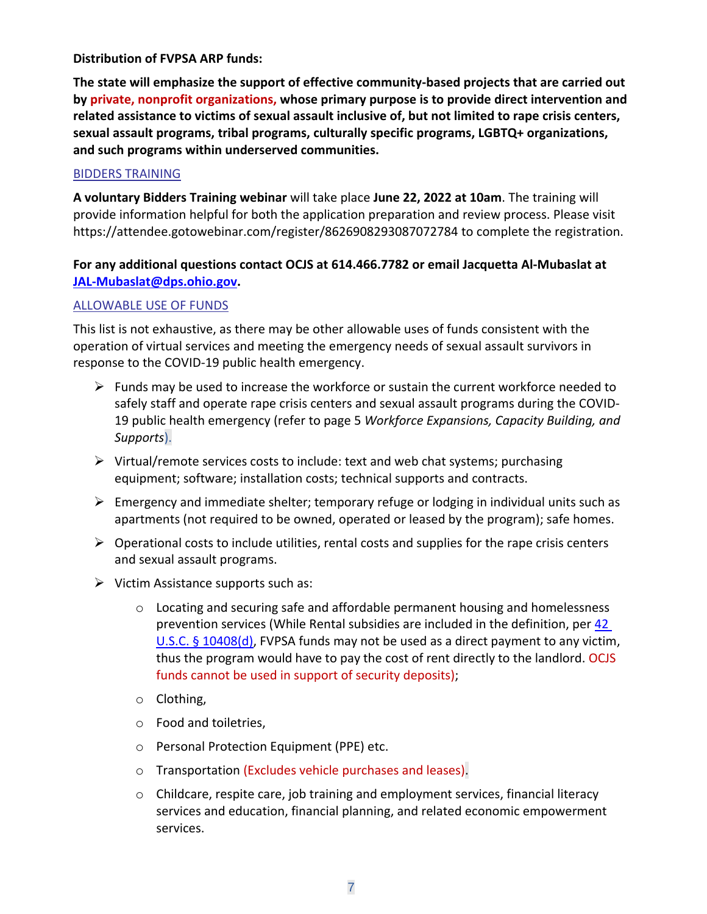**Distribution of FVPSA ARP funds:**

**The state will emphasize the support of effective community-based projects that are carried out by private, nonprofit organizations, whose primary purpose is to provide direct intervention and related assistance to victims of sexual assault inclusive of, but not limited to rape crisis centers, sexual assault programs, tribal programs, culturally specific programs, LGBTQ+ organizations, and such programs within underserved communities.**

## BIDDERS TRAINING

**A voluntary Bidders Training webinar** will take place **June 22, 2022 at 10am**. The training will provide information helpful for both the application preparation and review process. Please visit https://attendee.gotowebinar.com/register/8626908293087072784 to complete the registration.

**For any additional questions contact OCJS at 614.466.7782 or email Jacquetta Al-Mubaslat at JAL-Mubaslat@dps.ohio.gov.**

## ALLOWABLE USE OF FUNDS

This list is not exhaustive, as there may be other allowable uses of funds consistent with the operation of virtual services and meeting the emergency needs of sexual assault survivors in response to the COVID-19 public health emergency.

- Funds may be used to increase the workforce or sustain the current workforce needed to safely staff and operate rape crisis centers and sexual assault programs during the COVID-19 public health emergency (refer to page 5 *Workforce Expansions, Capacity Building, and Supports*).
- Virtual/remote services costs to include: text and web chat systems; purchasing equipment; software; installation costs; technical supports and contracts.
- Emergency and immediate shelter; temporary refuge or lodging in individual units such as apartments (not required to be owned, operated or leased by the program); safe homes.
- Operational costs to include utilities, rental costs and supplies for the rape crisis centers and sexual assault programs.
- Victim Assistance supports such as:
  - Locating and securing safe and affordable permanent housing and homelessness prevention services (While Rental subsidies are included in the definition, per 42 U.S.C. § 10408(d), FVPSA funds may not be used as a direct payment to any victim, thus the program would have to pay the cost of rent directly to the landlord. OCJS funds cannot be used in support of security deposits);
  - Clothing,
  - Food and toiletries,
  - Personal Protection Equipment (PPE) etc.
  - Transportation (Excludes vehicle purchases and leases).
  - Childcare, respite care, job training and employment services, financial literacy services and education, financial planning, and related economic empowerment services.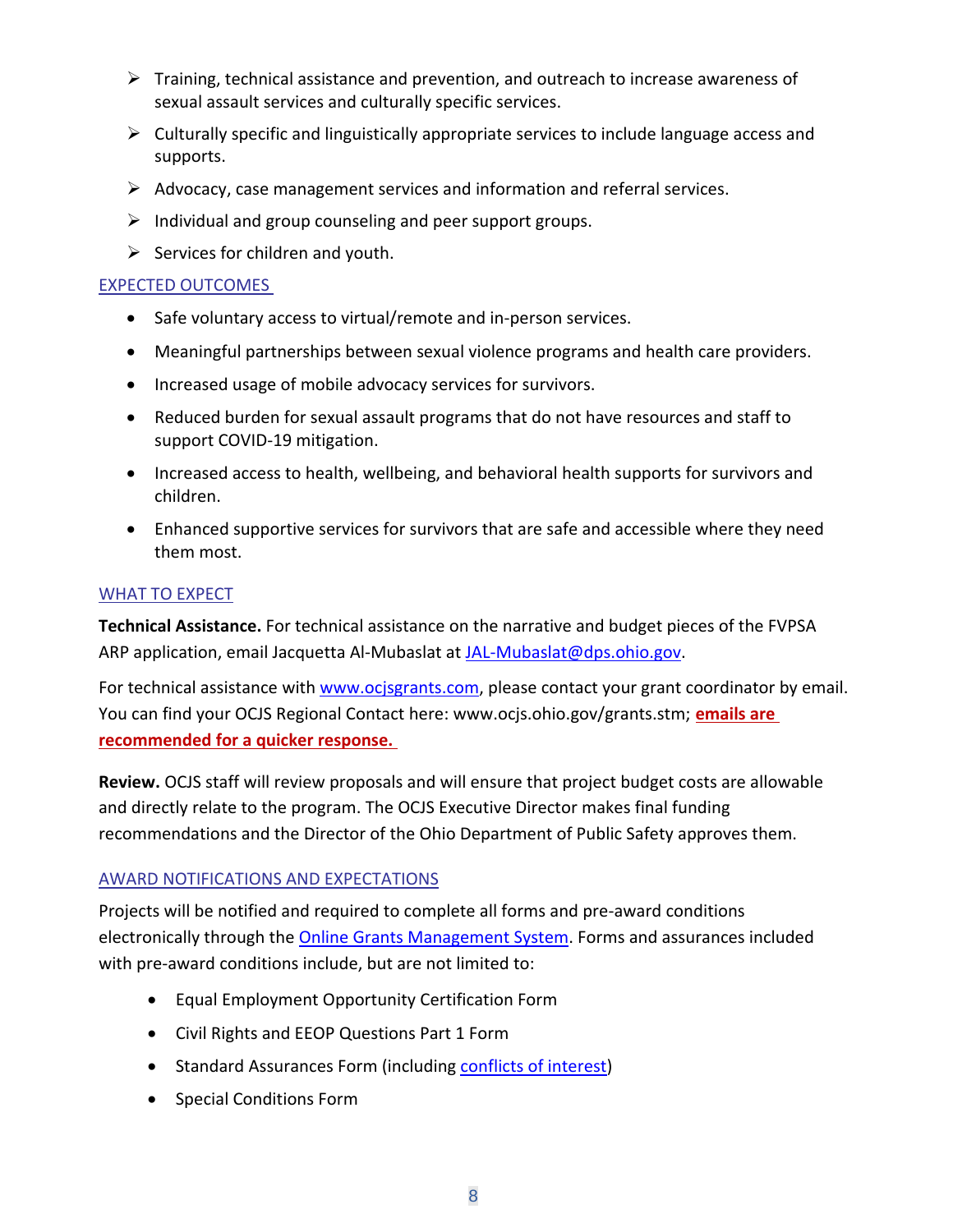- Training, technical assistance and prevention, and outreach to increase awareness of sexual assault services and culturally specific services.
- Culturally specific and linguistically appropriate services to include language access and supports.
- Advocacy, case management services and information and referral services.
- Individual and group counseling and peer support groups.
- Services for children and youth.

## EXPECTED OUTCOMES

- Safe voluntary access to virtual/remote and in-person services.
- Meaningful partnerships between sexual violence programs and health care providers.
- Increased usage of mobile advocacy services for survivors.
- Reduced burden for sexual assault programs that do not have resources and staff to support COVID-19 mitigation.
- Increased access to health, wellbeing, and behavioral health supports for survivors and children.
- Enhanced supportive services for survivors that are safe and accessible where they need them most.

## WHAT TO EXPECT

**Technical Assistance.** For technical assistance on the narrative and budget pieces of the FVPSA ARP application, email Jacquetta Al-Mubaslat at JAL-Mubaslat@dps.ohio.gov.

For technical assistance with www.ocjsgrants.com, please contact your grant coordinator by email. You can find your OCJS Regional Contact here: www.ocjs.ohio.gov/grants.stm; **emails are recommended for a quicker response.**

**Review.** OCJS staff will review proposals and will ensure that project budget costs are allowable and directly relate to the program. The OCJS Executive Director makes final funding recommendations and the Director of the Ohio Department of Public Safety approves them.

## AWARD NOTIFICATIONS AND EXPECTATIONS

Projects will be notified and required to complete all forms and pre-award conditions electronically through the Online Grants Management System. Forms and assurances included with pre-award conditions include, but are not limited to:

- Equal Employment Opportunity Certification Form
- Civil Rights and EEOP Questions Part 1 Form
- Standard Assurances Form (including conflicts of interest)
- Special Conditions Form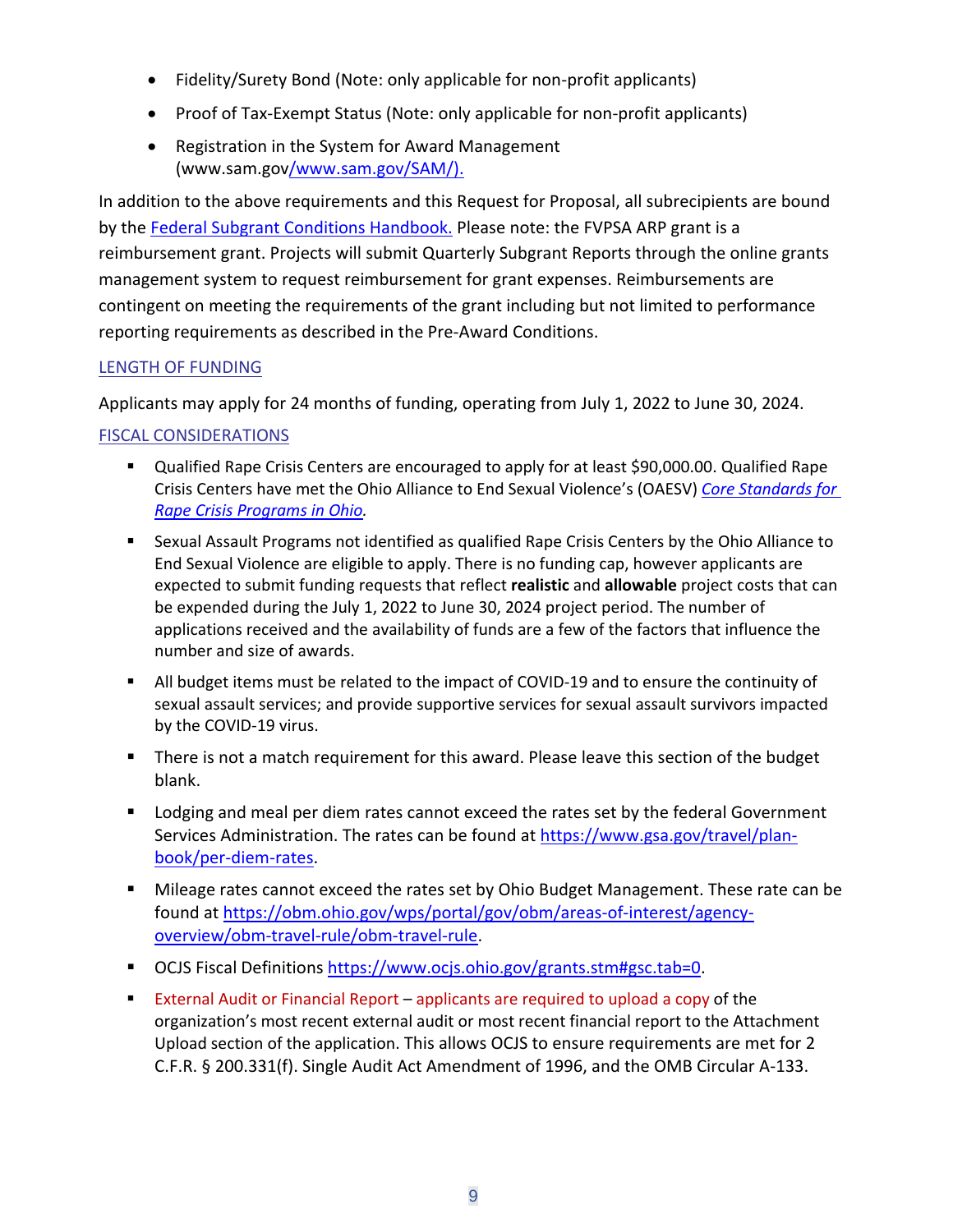- Fidelity/Surety Bond (Note: only applicable for non-profit applicants)
- Proof of Tax-Exempt Status (Note: only applicable for non-profit applicants)
- Registration in the System for Award Management (www.sam.gov/www.sam.gov/SAM/).

In addition to the above requirements and this Request for Proposal, all subrecipients are bound by the Federal Subgrant Conditions Handbook. Please note: the FVPSA ARP grant is a reimbursement grant. Projects will submit Quarterly Subgrant Reports through the online grants management system to request reimbursement for grant expenses. Reimbursements are contingent on meeting the requirements of the grant including but not limited to performance reporting requirements as described in the Pre-Award Conditions.

## LENGTH OF FUNDING

Applicants may apply for 24 months of funding, operating from July 1, 2022 to June 30, 2024.

## FISCAL CONSIDERATIONS

- Qualified Rape Crisis Centers are encouraged to apply for at least $90,000.00. Qualified Rape Crisis Centers have met the Ohio Alliance to End Sexual Violence's (OAESV) *Core Standards for Rape Crisis Programs in Ohio.*
- Sexual Assault Programs not identified as qualified Rape Crisis Centers by the Ohio Alliance to End Sexual Violence are eligible to apply. There is no funding cap, however applicants are expected to submit funding requests that reflect **realistic** and **allowable** project costs that can be expended during the July 1, 2022 to June 30, 2024 project period. The number of applications received and the availability of funds are a few of the factors that influence the number and size of awards.
- All budget items must be related to the impact of COVID-19 and to ensure the continuity of sexual assault services; and provide supportive services for sexual assault survivors impacted by the COVID-19 virus.
- There is not a match requirement for this award. Please leave this section of the budget blank.
- Lodging and meal per diem rates cannot exceed the rates set by the federal Government Services Administration. The rates can be found at https://www.gsa.gov/travel/plan-book/per-diem-rates.
- Mileage rates cannot exceed the rates set by Ohio Budget Management. These rate can be found at https://obm.ohio.gov/wps/portal/gov/obm/areas-of-interest/agency-overview/obm-travel-rule/obm-travel-rule.
- OCJS Fiscal Definitions https://www.ocjs.ohio.gov/grants.stm#gsc.tab=0.
- External Audit or Financial Report – applicants are required to upload a copy of the organization's most recent external audit or most recent financial report to the Attachment Upload section of the application. This allows OCJS to ensure requirements are met for 2 C.F.R. § 200.331(f). Single Audit Act Amendment of 1996, and the OMB Circular A-133.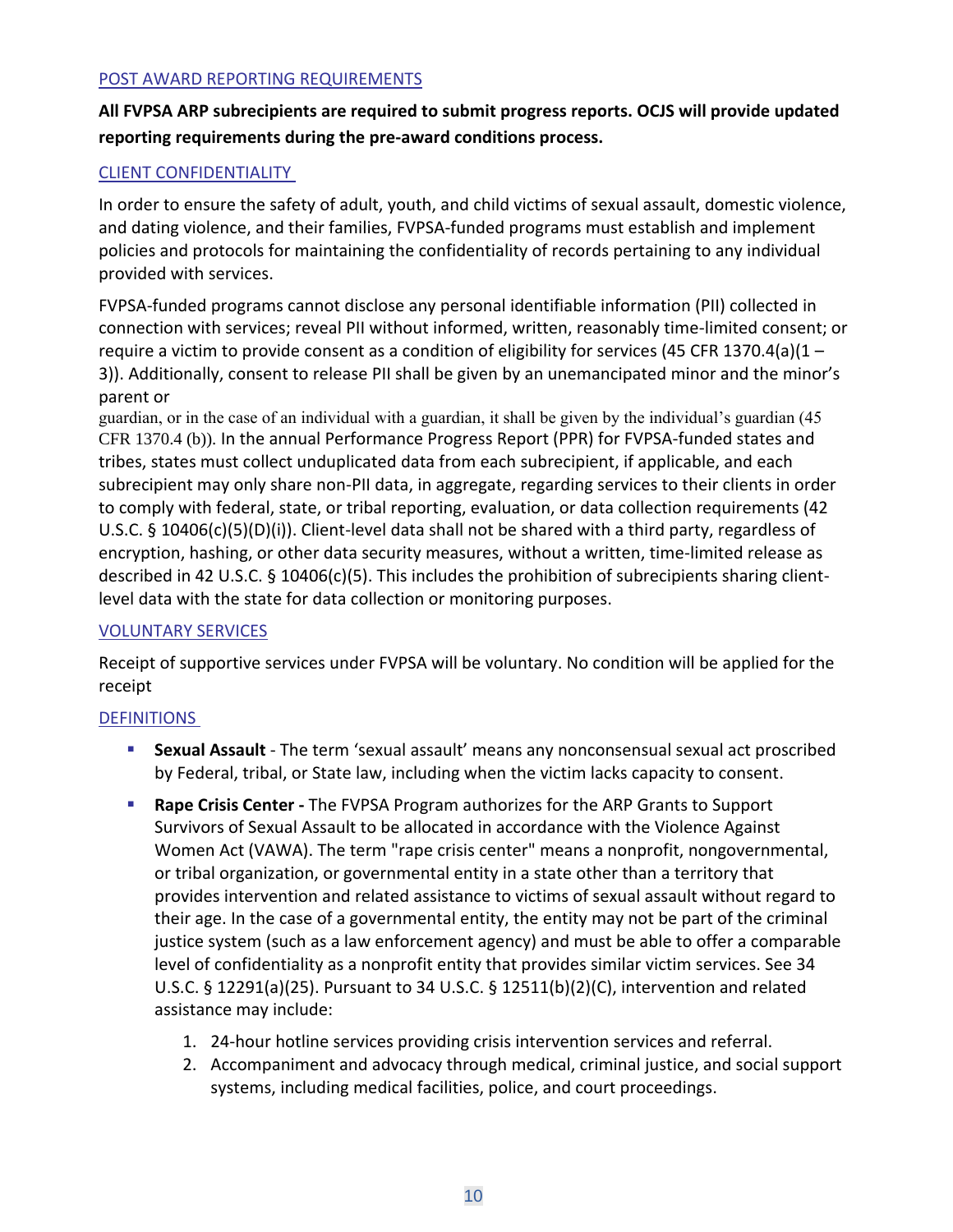## POST AWARD REPORTING REQUIREMENTS

**All FVPSA ARP subrecipients are required to submit progress reports. OCJS will provide updated reporting requirements during the pre-award conditions process.**

## CLIENT CONFIDENTIALITY

In order to ensure the safety of adult, youth, and child victims of sexual assault, domestic violence, and dating violence, and their families, FVPSA-funded programs must establish and implement policies and protocols for maintaining the confidentiality of records pertaining to any individual provided with services.

FVPSA-funded programs cannot disclose any personal identifiable information (PII) collected in connection with services; reveal PII without informed, written, reasonably time-limited consent; or require a victim to provide consent as a condition of eligibility for services (45 CFR 1370.4(a)(1 – 3)). Additionally, consent to release PII shall be given by an unemancipated minor and the minor's parent or guardian, or in the case of an individual with a guardian, it shall be given by the individual's guardian (45 CFR 1370.4 (b)). In the annual Performance Progress Report (PPR) for FVPSA-funded states and tribes, states must collect unduplicated data from each subrecipient, if applicable, and each subrecipient may only share non-PII data, in aggregate, regarding services to their clients in order to comply with federal, state, or tribal reporting, evaluation, or data collection requirements (42 U.S.C. § 10406(c)(5)(D)(i)). Client-level data shall not be shared with a third party, regardless of encryption, hashing, or other data security measures, without a written, time-limited release as described in 42 U.S.C. § 10406(c)(5). This includes the prohibition of subrecipients sharing client-level data with the state for data collection or monitoring purposes.

## VOLUNTARY SERVICES

Receipt of supportive services under FVPSA will be voluntary. No condition will be applied for the receipt

## DEFINITIONS

- **Sexual Assault** - The term 'sexual assault' means any nonconsensual sexual act proscribed by Federal, tribal, or State law, including when the victim lacks capacity to consent.
- **Rape Crisis Center -** The FVPSA Program authorizes for the ARP Grants to Support Survivors of Sexual Assault to be allocated in accordance with the Violence Against Women Act (VAWA). The term "rape crisis center" means a nonprofit, nongovernmental, or tribal organization, or governmental entity in a state other than a territory that provides intervention and related assistance to victims of sexual assault without regard to their age. In the case of a governmental entity, the entity may not be part of the criminal justice system (such as a law enforcement agency) and must be able to offer a comparable level of confidentiality as a nonprofit entity that provides similar victim services. See 34 U.S.C. § 12291(a)(25). Pursuant to 34 U.S.C. § 12511(b)(2)(C), intervention and related assistance may include:
  1. 24-hour hotline services providing crisis intervention services and referral.
  2. Accompaniment and advocacy through medical, criminal justice, and social support systems, including medical facilities, police, and court proceedings.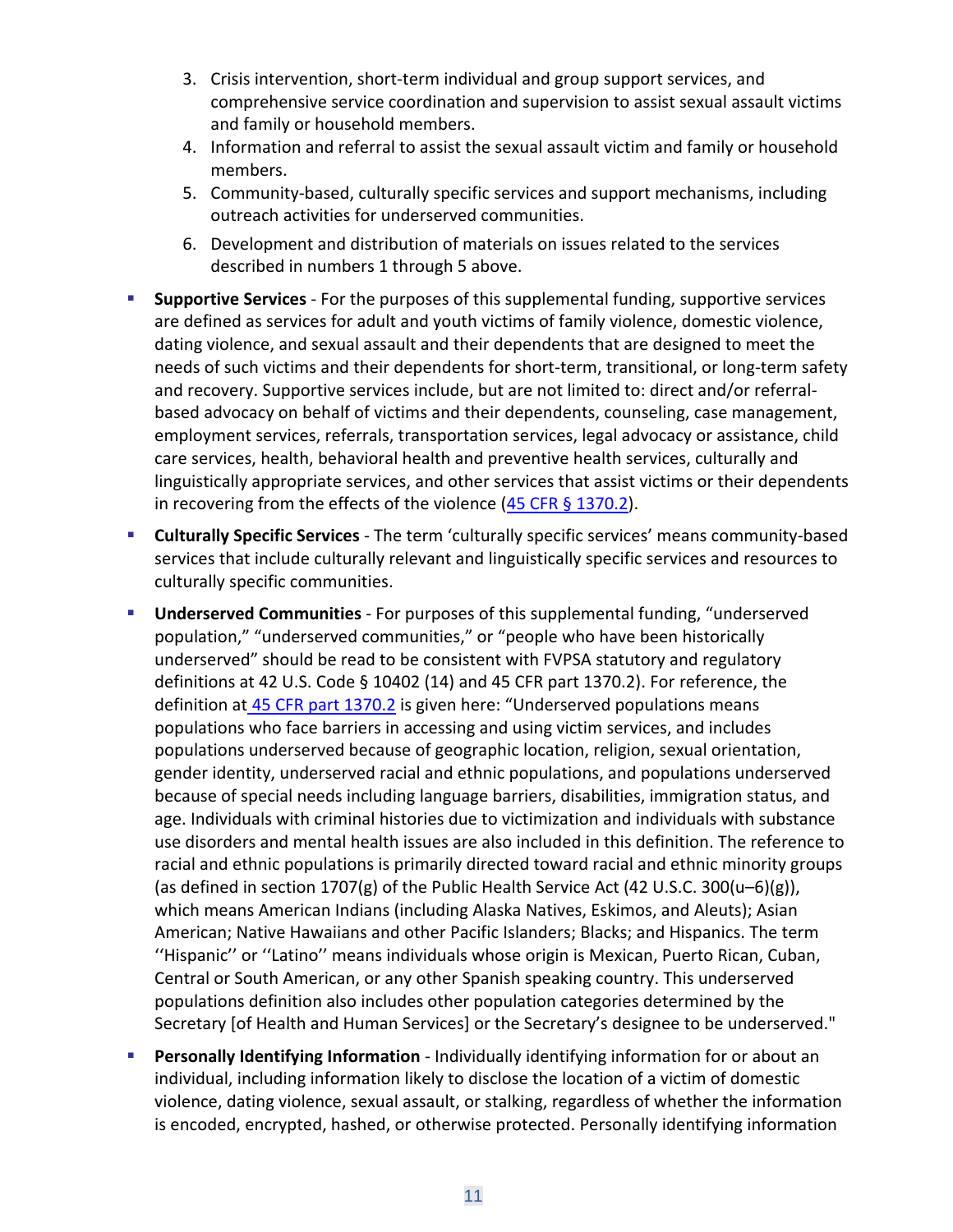3. Crisis intervention, short-term individual and group support services, and comprehensive service coordination and supervision to assist sexual assault victims and family or household members.
4. Information and referral to assist the sexual assault victim and family or household members.
5. Community-based, culturally specific services and support mechanisms, including outreach activities for underserved communities.
6. Development and distribution of materials on issues related to the services described in numbers 1 through 5 above.

- **Supportive Services** - For the purposes of this supplemental funding, supportive services are defined as services for adult and youth victims of family violence, domestic violence, dating violence, and sexual assault and their dependents that are designed to meet the needs of such victims and their dependents for short-term, transitional, or long-term safety and recovery. Supportive services include, but are not limited to: direct and/or referral-based advocacy on behalf of victims and their dependents, counseling, case management, employment services, referrals, transportation services, legal advocacy or assistance, child care services, health, behavioral health and preventive health services, culturally and linguistically appropriate services, and other services that assist victims or their dependents in recovering from the effects of the violence (45 CFR § 1370.2).
- **Culturally Specific Services** - The term 'culturally specific services' means community-based services that include culturally relevant and linguistically specific services and resources to culturally specific communities.
- **Underserved Communities** - For purposes of this supplemental funding, "underserved population," "underserved communities," or "people who have been historically underserved" should be read to be consistent with FVPSA statutory and regulatory definitions at 42 U.S. Code § 10402 (14) and 45 CFR part 1370.2). For reference, the definition at 45 CFR part 1370.2 is given here: "Underserved populations means populations who face barriers in accessing and using victim services, and includes populations underserved because of geographic location, religion, sexual orientation, gender identity, underserved racial and ethnic populations, and populations underserved because of special needs including language barriers, disabilities, immigration status, and age. Individuals with criminal histories due to victimization and individuals with substance use disorders and mental health issues are also included in this definition. The reference to racial and ethnic populations is primarily directed toward racial and ethnic minority groups (as defined in section 1707(g) of the Public Health Service Act (42 U.S.C. 300(u–6)(g)), which means American Indians (including Alaska Natives, Eskimos, and Aleuts); Asian American; Native Hawaiians and other Pacific Islanders; Blacks; and Hispanics. The term ''Hispanic'' or ''Latino'' means individuals whose origin is Mexican, Puerto Rican, Cuban, Central or South American, or any other Spanish speaking country. This underserved populations definition also includes other population categories determined by the Secretary [of Health and Human Services] or the Secretary's designee to be underserved."
- **Personally Identifying Information** - Individually identifying information for or about an individual, including information likely to disclose the location of a victim of domestic violence, dating violence, sexual assault, or stalking, regardless of whether the information is encoded, encrypted, hashed, or otherwise protected. Personally identifying information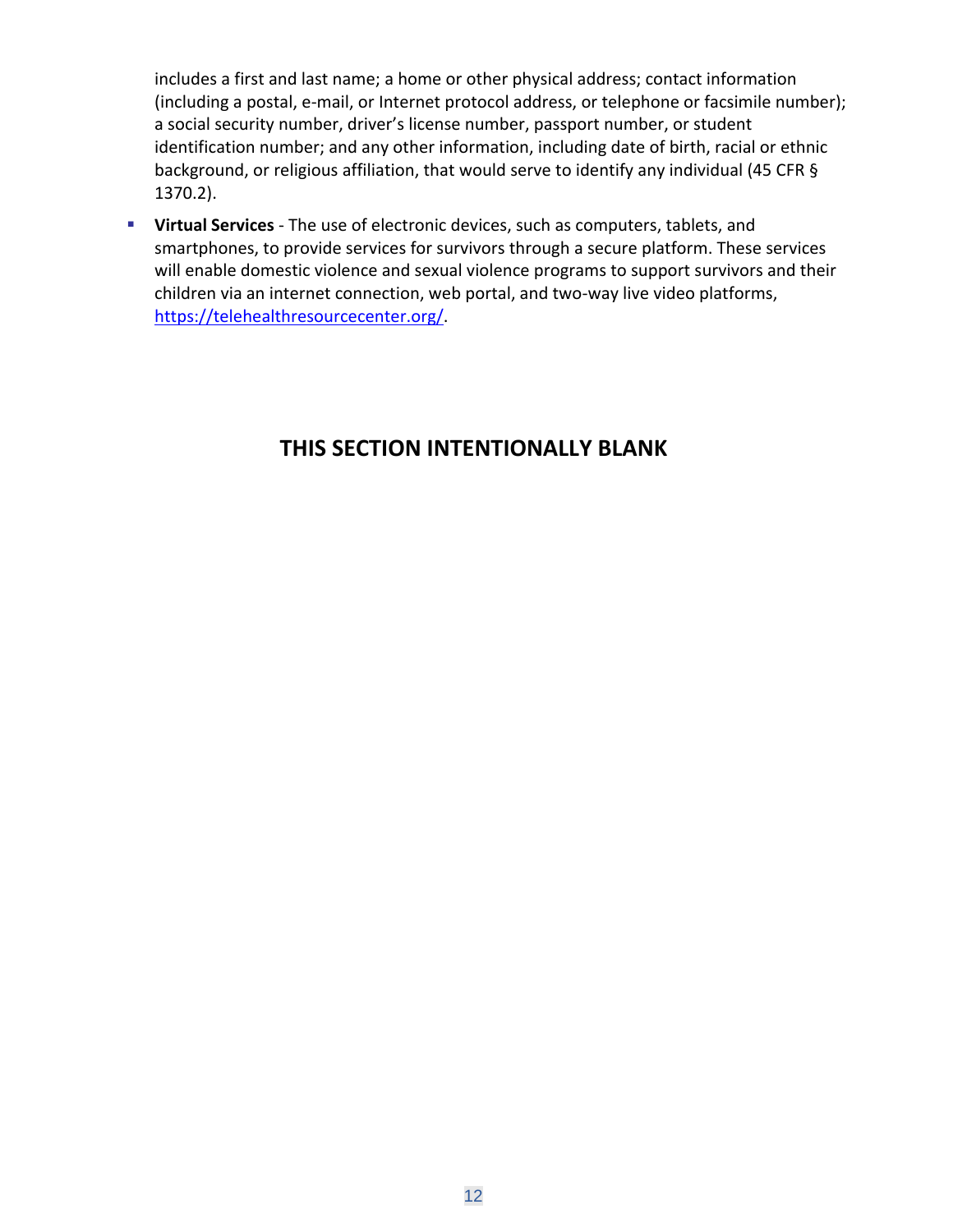includes a first and last name; a home or other physical address; contact information (including a postal, e-mail, or Internet protocol address, or telephone or facsimile number); a social security number, driver's license number, passport number, or student identification number; and any other information, including date of birth, racial or ethnic background, or religious affiliation, that would serve to identify any individual (45 CFR § 1370.2).

- **Virtual Services** - The use of electronic devices, such as computers, tablets, and smartphones, to provide services for survivors through a secure platform. These services will enable domestic violence and sexual violence programs to support survivors and their children via an internet connection, web portal, and two-way live video platforms, https://telehealthresourcecenter.org/.

**THIS SECTION INTENTIONALLY BLANK**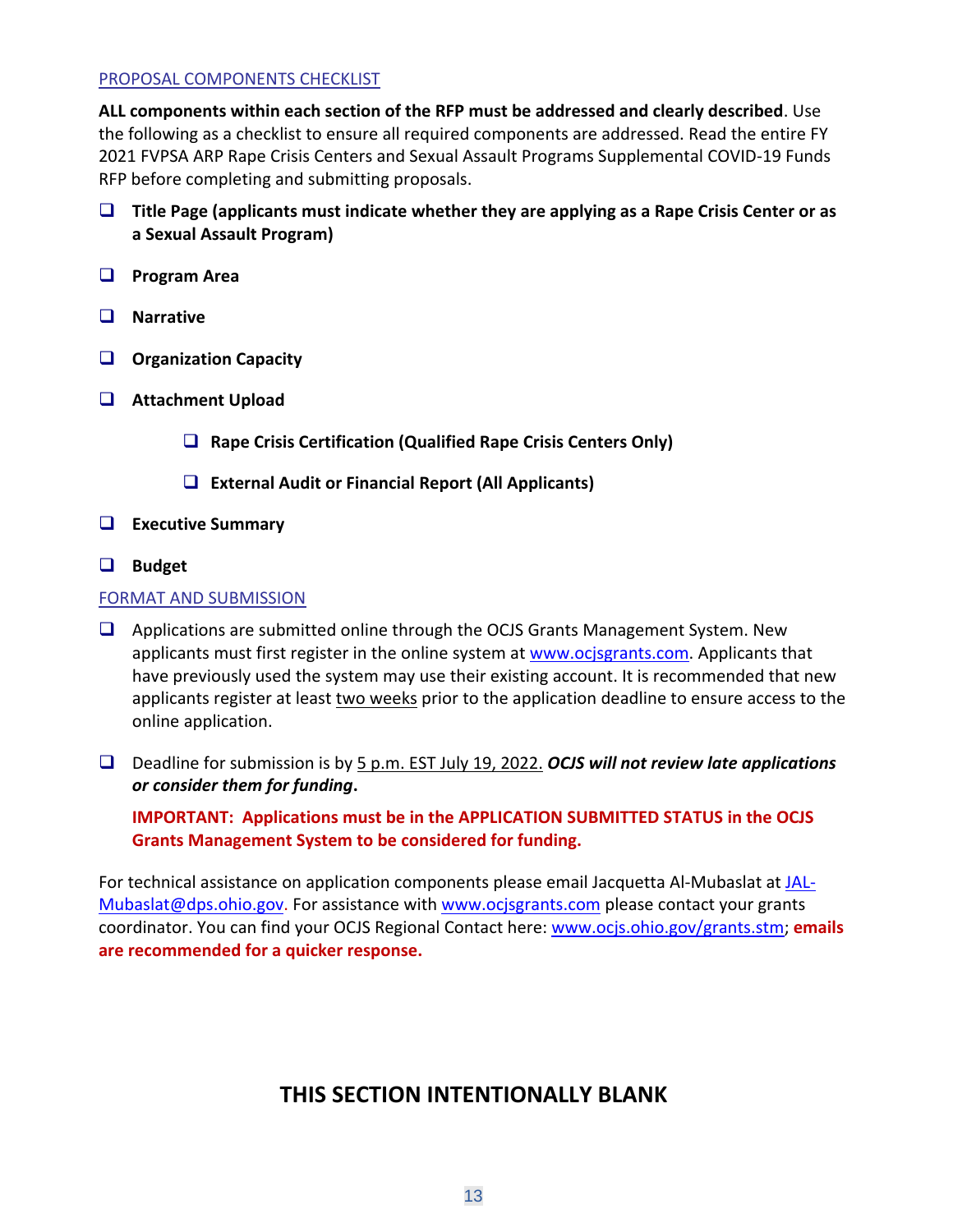## PROPOSAL COMPONENTS CHECKLIST

**ALL components within each section of the RFP must be addressed and clearly described**. Use the following as a checklist to ensure all required components are addressed. Read the entire FY 2021 FVPSA ARP Rape Crisis Centers and Sexual Assault Programs Supplemental COVID-19 Funds RFP before completing and submitting proposals.

- ☐ **Title Page (applicants must indicate whether they are applying as a Rape Crisis Center or as a Sexual Assault Program)**
- ☐ **Program Area**
- ☐ **Narrative**
- ☐ **Organization Capacity**
- ☐ **Attachment Upload**
  - ☐ **Rape Crisis Certification (Qualified Rape Crisis Centers Only)**
  - ☐ **External Audit or Financial Report (All Applicants)**
- ☐ **Executive Summary**
- ☐ **Budget**

## FORMAT AND SUBMISSION

- ☐ Applications are submitted online through the OCJS Grants Management System. New applicants must first register in the online system at www.ocjsgrants.com. Applicants that have previously used the system may use their existing account. It is recommended that new applicants register at least two weeks prior to the application deadline to ensure access to the online application.
- ☐ Deadline for submission is by 5 p.m. EST July 19, 2022. ***OCJS will not review late applications or consider them for funding*.**

  **IMPORTANT: Applications must be in the APPLICATION SUBMITTED STATUS in the OCJS Grants Management System to be considered for funding.**

For technical assistance on application components please email Jacquetta Al-Mubaslat at JAL-Mubaslat@dps.ohio.gov. For assistance with www.ocjsgrants.com please contact your grants coordinator. You can find your OCJS Regional Contact here: www.ocjs.ohio.gov/grants.stm; **emails are recommended for a quicker response.**

## THIS SECTION INTENTIONALLY BLANK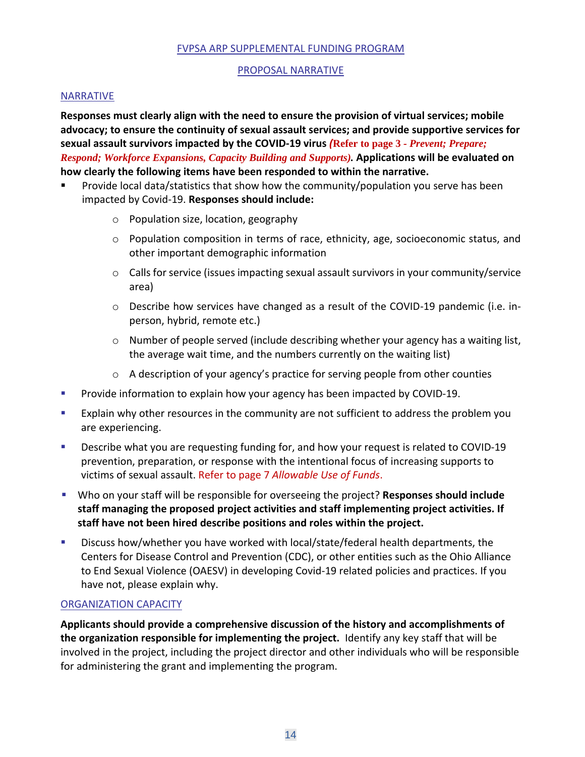## FVPSA ARP SUPPLEMENTAL FUNDING PROGRAM

## PROPOSAL NARRATIVE

### NARRATIVE

**Responses must clearly align with the need to ensure the provision of virtual services; mobile advocacy; to ensure the continuity of sexual assault services; and provide supportive services for sexual assault survivors impacted by the COVID-19 virus *(Refer to page 3 - Prevent; Prepare; Respond; Workforce Expansions, Capacity Building and Supports)*. Applications will be evaluated on how clearly the following items have been responded to within the narrative.**

- Provide local data/statistics that show how the community/population you serve has been impacted by Covid-19. **Responses should include:**
  - Population size, location, geography
  - Population composition in terms of race, ethnicity, age, socioeconomic status, and other important demographic information
  - Calls for service (issues impacting sexual assault survivors in your community/service area)
  - Describe how services have changed as a result of the COVID-19 pandemic (i.e. in-person, hybrid, remote etc.)
  - Number of people served (include describing whether your agency has a waiting list, the average wait time, and the numbers currently on the waiting list)
  - A description of your agency's practice for serving people from other counties
- Provide information to explain how your agency has been impacted by COVID-19.
- Explain why other resources in the community are not sufficient to address the problem you are experiencing.
- Describe what you are requesting funding for, and how your request is related to COVID-19 prevention, preparation, or response with the intentional focus of increasing supports to victims of sexual assault. Refer to page 7 *Allowable Use of Funds*.
- Who on your staff will be responsible for overseeing the project? **Responses should include staff managing the proposed project activities and staff implementing project activities. If staff have not been hired describe positions and roles within the project.**
- Discuss how/whether you have worked with local/state/federal health departments, the Centers for Disease Control and Prevention (CDC), or other entities such as the Ohio Alliance to End Sexual Violence (OAESV) in developing Covid-19 related policies and practices. If you have not, please explain why.

### ORGANIZATION CAPACITY

**Applicants should provide a comprehensive discussion of the history and accomplishments of the organization responsible for implementing the project.** Identify any key staff that will be involved in the project, including the project director and other individuals who will be responsible for administering the grant and implementing the program.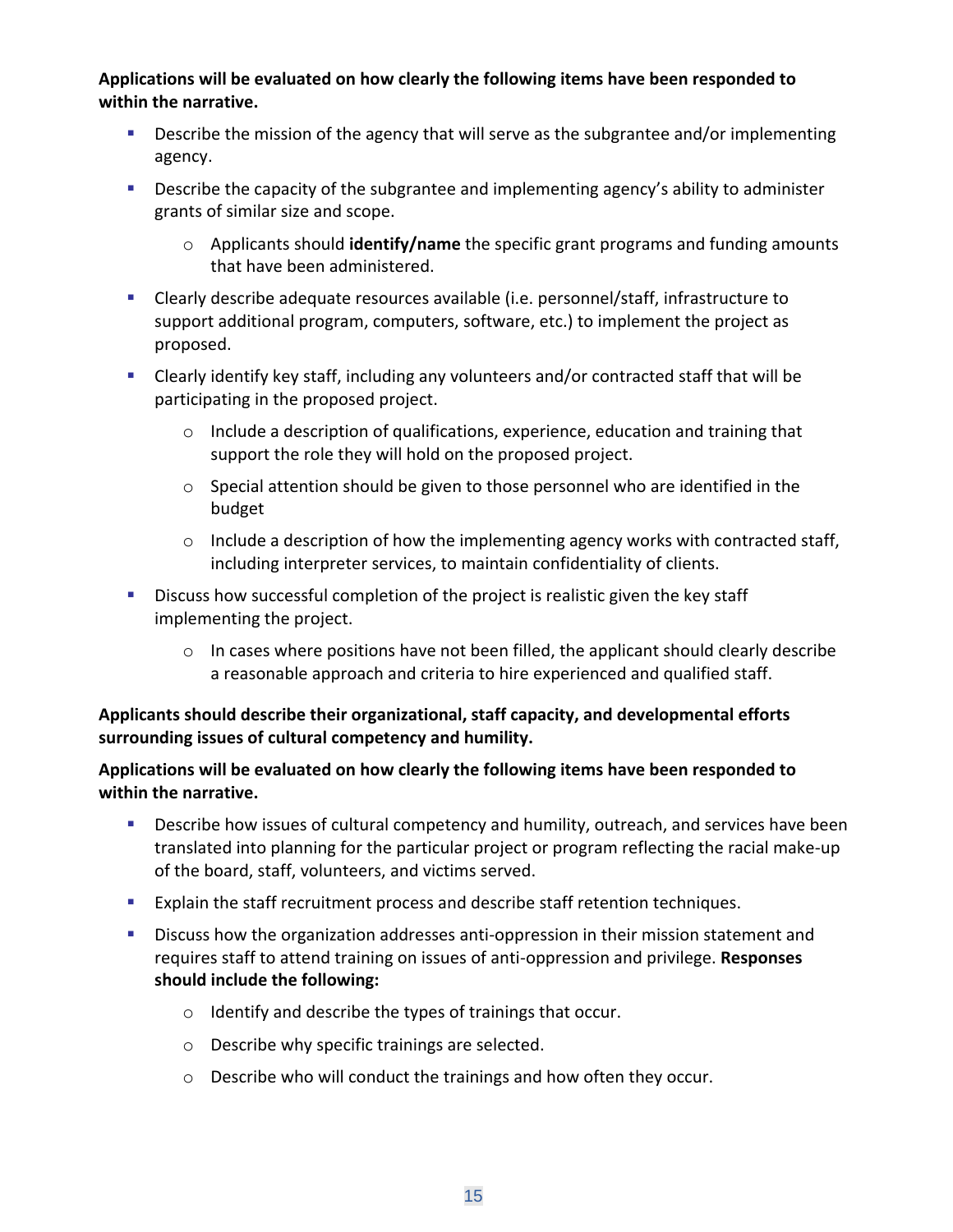**Applications will be evaluated on how clearly the following items have been responded to within the narrative.**

- Describe the mission of the agency that will serve as the subgrantee and/or implementing agency.
- Describe the capacity of the subgrantee and implementing agency's ability to administer grants of similar size and scope.
    - Applicants should **identify/name** the specific grant programs and funding amounts that have been administered.
- Clearly describe adequate resources available (i.e. personnel/staff, infrastructure to support additional program, computers, software, etc.) to implement the project as proposed.
- Clearly identify key staff, including any volunteers and/or contracted staff that will be participating in the proposed project.
    - Include a description of qualifications, experience, education and training that support the role they will hold on the proposed project.
    - Special attention should be given to those personnel who are identified in the budget
    - Include a description of how the implementing agency works with contracted staff, including interpreter services, to maintain confidentiality of clients.
- Discuss how successful completion of the project is realistic given the key staff implementing the project.
    - In cases where positions have not been filled, the applicant should clearly describe a reasonable approach and criteria to hire experienced and qualified staff.

**Applicants should describe their organizational, staff capacity, and developmental efforts surrounding issues of cultural competency and humility.**

**Applications will be evaluated on how clearly the following items have been responded to within the narrative.**

- Describe how issues of cultural competency and humility, outreach, and services have been translated into planning for the particular project or program reflecting the racial make-up of the board, staff, volunteers, and victims served.
- Explain the staff recruitment process and describe staff retention techniques.
- Discuss how the organization addresses anti-oppression in their mission statement and requires staff to attend training on issues of anti-oppression and privilege. **Responses should include the following:**
    - Identify and describe the types of trainings that occur.
    - Describe why specific trainings are selected.
    - Describe who will conduct the trainings and how often they occur.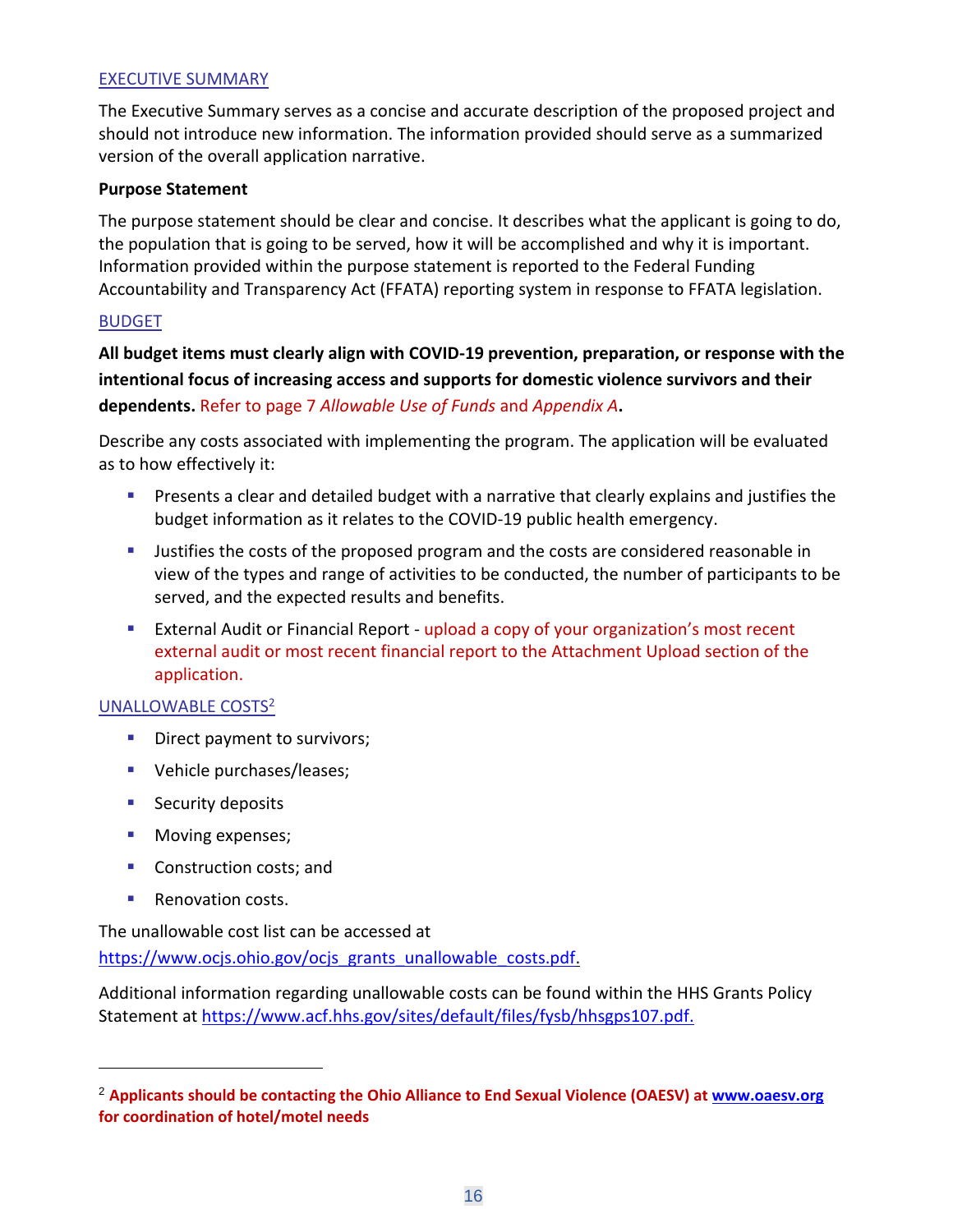## EXECUTIVE SUMMARY

The Executive Summary serves as a concise and accurate description of the proposed project and should not introduce new information. The information provided should serve as a summarized version of the overall application narrative.

**Purpose Statement**

The purpose statement should be clear and concise. It describes what the applicant is going to do, the population that is going to be served, how it will be accomplished and why it is important. Information provided within the purpose statement is reported to the Federal Funding Accountability and Transparency Act (FFATA) reporting system in response to FFATA legislation.

## BUDGET

**All budget items must clearly align with COVID-19 prevention, preparation, or response with the intentional focus of increasing access and supports for domestic violence survivors and their dependents.** Refer to page 7 *Allowable Use of Funds* and *Appendix A*.

Describe any costs associated with implementing the program. The application will be evaluated as to how effectively it:

- Presents a clear and detailed budget with a narrative that clearly explains and justifies the budget information as it relates to the COVID-19 public health emergency.
- Justifies the costs of the proposed program and the costs are considered reasonable in view of the types and range of activities to be conducted, the number of participants to be served, and the expected results and benefits.
- External Audit or Financial Report - upload a copy of your organization's most recent external audit or most recent financial report to the Attachment Upload section of the application.

## UNALLOWABLE COSTS[2]

- Direct payment to survivors;
- Vehicle purchases/leases;
- Security deposits
- Moving expenses;
- Construction costs; and
- Renovation costs.

The unallowable cost list can be accessed at https://www.ocjs.ohio.gov/ocjs_grants_unallowable_costs.pdf.

Additional information regarding unallowable costs can be found within the HHS Grants Policy Statement at https://www.acf.hhs.gov/sites/default/files/fysb/hhsgps107.pdf.

---

[2] **Applicants should be contacting the Ohio Alliance to End Sexual Violence (OAESV) at www.oaesv.org for coordination of hotel/motel needs**